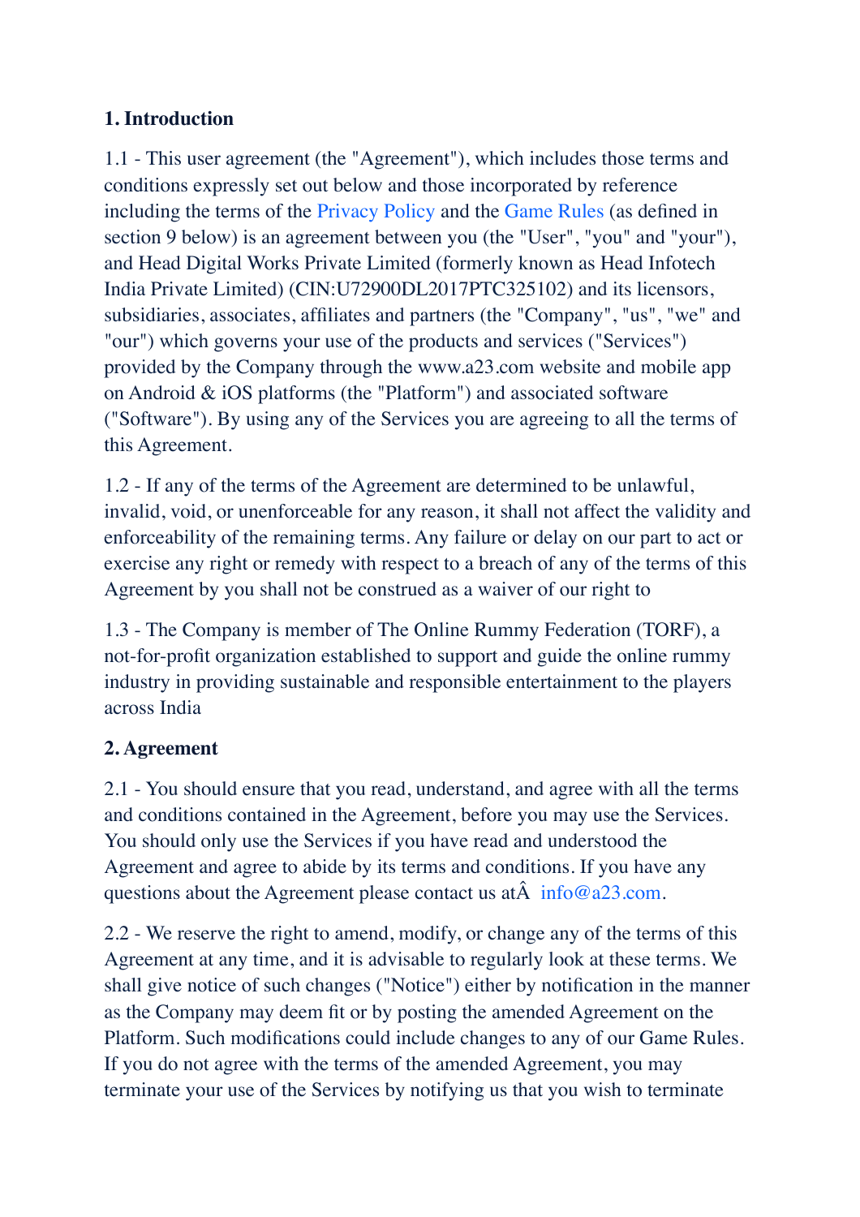## 1. Introduction

1.1 - This user agreement (the "Agreement"), which includes those terms and conditions expressly set out below and those incorporated by reference including the terms of the Privacy Policy and the Game Rules (as defined in section 9 below) is an agreement between you (the "User", "you" and "your"), and Head Digital Works Private Limited (formerly known as Head Infotech India Private Limited) (CIN:U72900DL2017PTC325102) and its licensors, subsidiaries, associates, affiliates and partners (the "Company", "us", "we" and "our") which governs your use of the products and services ("Services") provided by the Company through the www.a23.com website and mobile app on Android & iOS platforms (the "Platform") and associated software ("Software"). By using any of the Services you are agreeing to all the terms of this Agreement.

1.2 - If any of the terms of the Agreement are determined to be unlawful, invalid, void, or unenforceable for any reason, it shall not affect the validity and enforceability of the remaining terms. Any failure or delay on our part to act or exercise any right or remedy with respect to a breach of any of the terms of this Agreement by you shall not be construed as a waiver of our right to

1.3 - The Company is member of The Online Rummy Federation (TORF), a not-for-profit organization established to support and guide the online rummy industry in providing sustainable and responsible entertainment to the players across India

## 2. Agreement

2.1 - You should ensure that you read, understand, and agree with all the terms and conditions contained in the Agreement, before you may use the Services. You should only use the Services if you have read and understood the Agreement and agree to abide by its terms and conditions. If you have any questions about the Agreement please contact us atÂ  info@a23.com.

2.2 - We reserve the right to amend, modify, or change any of the terms of this Agreement at any time, and it is advisable to regularly look at these terms. We shall give notice of such changes ("Notice") either by notification in the manner as the Company may deem fit or by posting the amended Agreement on the Platform. Such modifications could include changes to any of our Game Rules. If you do not agree with the terms of the amended Agreement, you may terminate your use of the Services by notifying us that you wish to terminate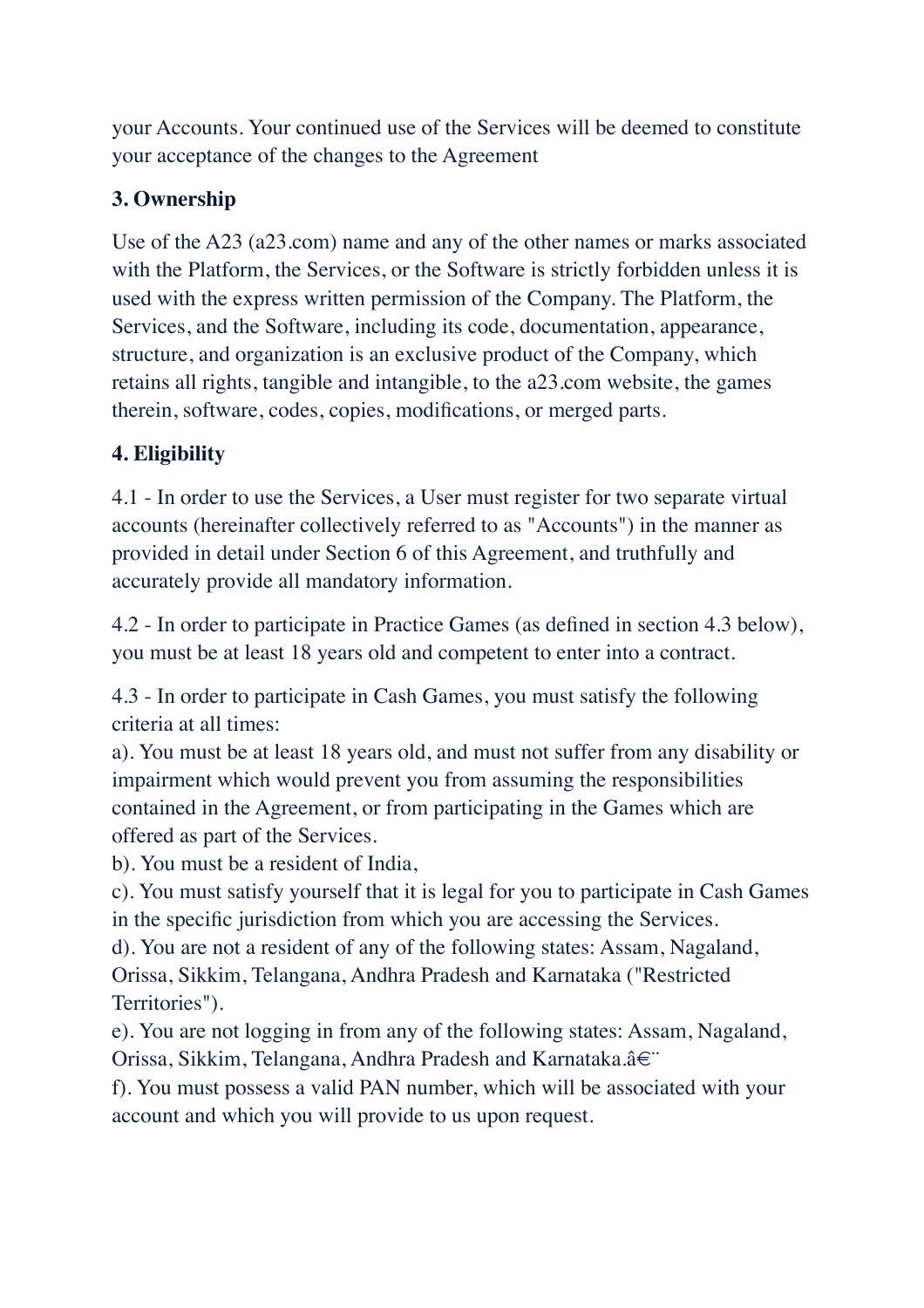your Accounts. Your continued use of the Services will be deemed to constitute your acceptance of the changes to the Agreement

### 3. Ownership

Use of the A23 (a23.com) name and any of the other names or marks associated with the Platform, the Services, or the Software is strictly forbidden unless it is used with the express written permission of the Company. The Platform, the Services, and the Software, including its code, documentation, appearance, structure, and organization is an exclusive product of the Company, which retains all rights, tangible and intangible, to the a23.com website, the games therein, software, codes, copies, modifications, or merged parts.

### 4. Eligibility

4.1 - In order to use the Services, a User must register for two separate virtual accounts (hereinafter collectively referred to as "Accounts") in the manner as provided in detail under Section 6 of this Agreement, and truthfully and accurately provide all mandatory information.

4.2 - In order to participate in Practice Games (as defined in section 4.3 below), you must be at least 18 years old and competent to enter into a contract.

4.3 - In order to participate in Cash Games, you must satisfy the following criteria at all times:
a). You must be at least 18 years old, and must not suffer from any disability or impairment which would prevent you from assuming the responsibilities contained in the Agreement, or from participating in the Games which are offered as part of the Services.
b). You must be a resident of India,
c). You must satisfy yourself that it is legal for you to participate in Cash Games in the specific jurisdiction from which you are accessing the Services.
d). You are not a resident of any of the following states: Assam, Nagaland, Orissa, Sikkim, Telangana, Andhra Pradesh and Karnataka ("Restricted Territories").
e). You are not logging in from any of the following states: Assam, Nagaland, Orissa, Sikkim, Telangana, Andhra Pradesh and Karnataka.â€¨
f). You must possess a valid PAN number, which will be associated with your account and which you will provide to us upon request.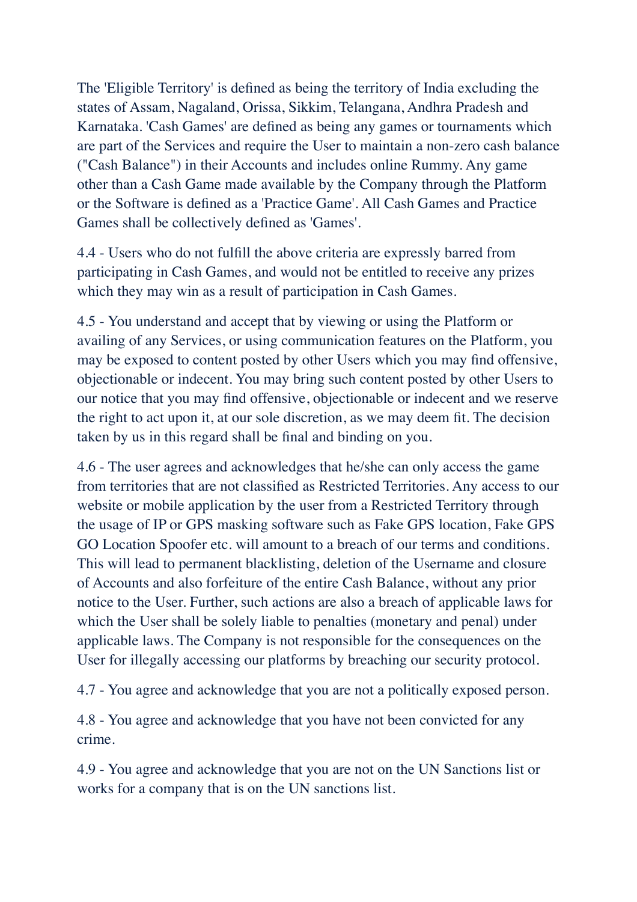The 'Eligible Territory' is defined as being the territory of India excluding the states of Assam, Nagaland, Orissa, Sikkim, Telangana, Andhra Pradesh and Karnataka. 'Cash Games' are defined as being any games or tournaments which are part of the Services and require the User to maintain a non-zero cash balance ("Cash Balance") in their Accounts and includes online Rummy. Any game other than a Cash Game made available by the Company through the Platform or the Software is defined as a 'Practice Game'. All Cash Games and Practice Games shall be collectively defined as 'Games'.

4.4 - Users who do not fulfill the above criteria are expressly barred from participating in Cash Games, and would not be entitled to receive any prizes which they may win as a result of participation in Cash Games.

4.5 - You understand and accept that by viewing or using the Platform or availing of any Services, or using communication features on the Platform, you may be exposed to content posted by other Users which you may find offensive, objectionable or indecent. You may bring such content posted by other Users to our notice that you may find offensive, objectionable or indecent and we reserve the right to act upon it, at our sole discretion, as we may deem fit. The decision taken by us in this regard shall be final and binding on you.

4.6 - The user agrees and acknowledges that he/she can only access the game from territories that are not classified as Restricted Territories. Any access to our website or mobile application by the user from a Restricted Territory through the usage of IP or GPS masking software such as Fake GPS location, Fake GPS GO Location Spoofer etc. will amount to a breach of our terms and conditions. This will lead to permanent blacklisting, deletion of the Username and closure of Accounts and also forfeiture of the entire Cash Balance, without any prior notice to the User. Further, such actions are also a breach of applicable laws for which the User shall be solely liable to penalties (monetary and penal) under applicable laws. The Company is not responsible for the consequences on the User for illegally accessing our platforms by breaching our security protocol.

4.7 - You agree and acknowledge that you are not a politically exposed person.

4.8 - You agree and acknowledge that you have not been convicted for any crime.

4.9 - You agree and acknowledge that you are not on the UN Sanctions list or works for a company that is on the UN sanctions list.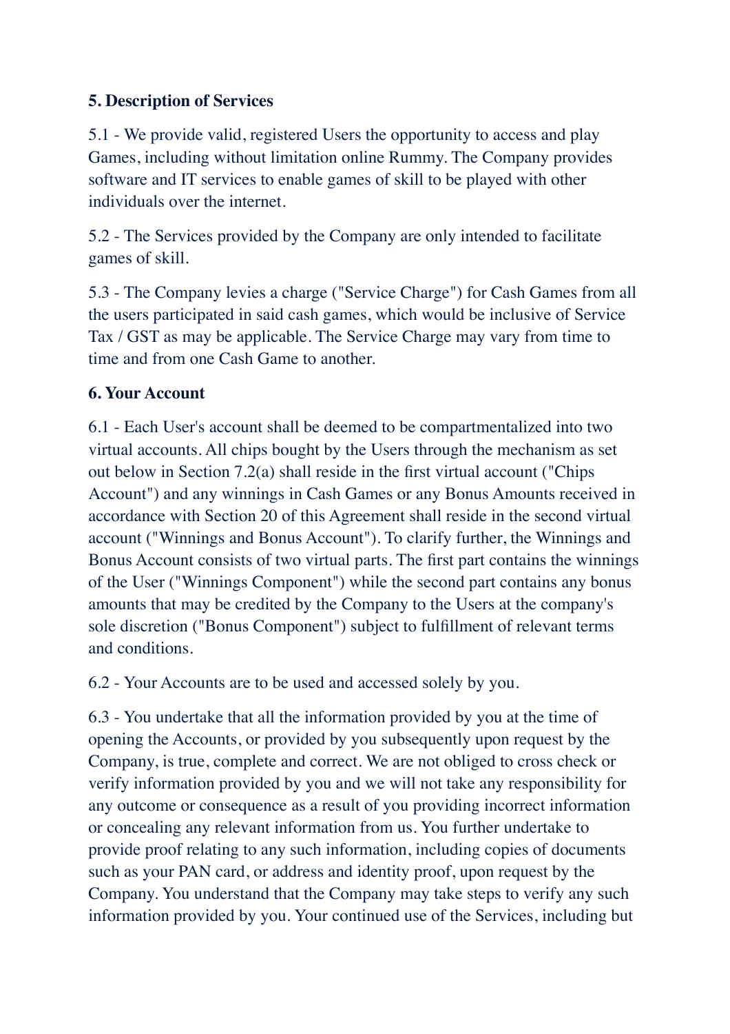**5. Description of Services**

5.1 - We provide valid, registered Users the opportunity to access and play Games, including without limitation online Rummy. The Company provides software and IT services to enable games of skill to be played with other individuals over the internet.

5.2 - The Services provided by the Company are only intended to facilitate games of skill.

5.3 - The Company levies a charge ("Service Charge") for Cash Games from all the users participated in said cash games, which would be inclusive of Service Tax / GST as may be applicable. The Service Charge may vary from time to time and from one Cash Game to another.

**6. Your Account**

6.1 - Each User's account shall be deemed to be compartmentalized into two virtual accounts. All chips bought by the Users through the mechanism as set out below in Section 7.2(a) shall reside in the first virtual account ("Chips Account") and any winnings in Cash Games or any Bonus Amounts received in accordance with Section 20 of this Agreement shall reside in the second virtual account ("Winnings and Bonus Account"). To clarify further, the Winnings and Bonus Account consists of two virtual parts. The first part contains the winnings of the User ("Winnings Component") while the second part contains any bonus amounts that may be credited by the Company to the Users at the company's sole discretion ("Bonus Component") subject to fulfillment of relevant terms and conditions.

6.2 - Your Accounts are to be used and accessed solely by you.

6.3 - You undertake that all the information provided by you at the time of opening the Accounts, or provided by you subsequently upon request by the Company, is true, complete and correct. We are not obliged to cross check or verify information provided by you and we will not take any responsibility for any outcome or consequence as a result of you providing incorrect information or concealing any relevant information from us. You further undertake to provide proof relating to any such information, including copies of documents such as your PAN card, or address and identity proof, upon request by the Company. You understand that the Company may take steps to verify any such information provided by you. Your continued use of the Services, including but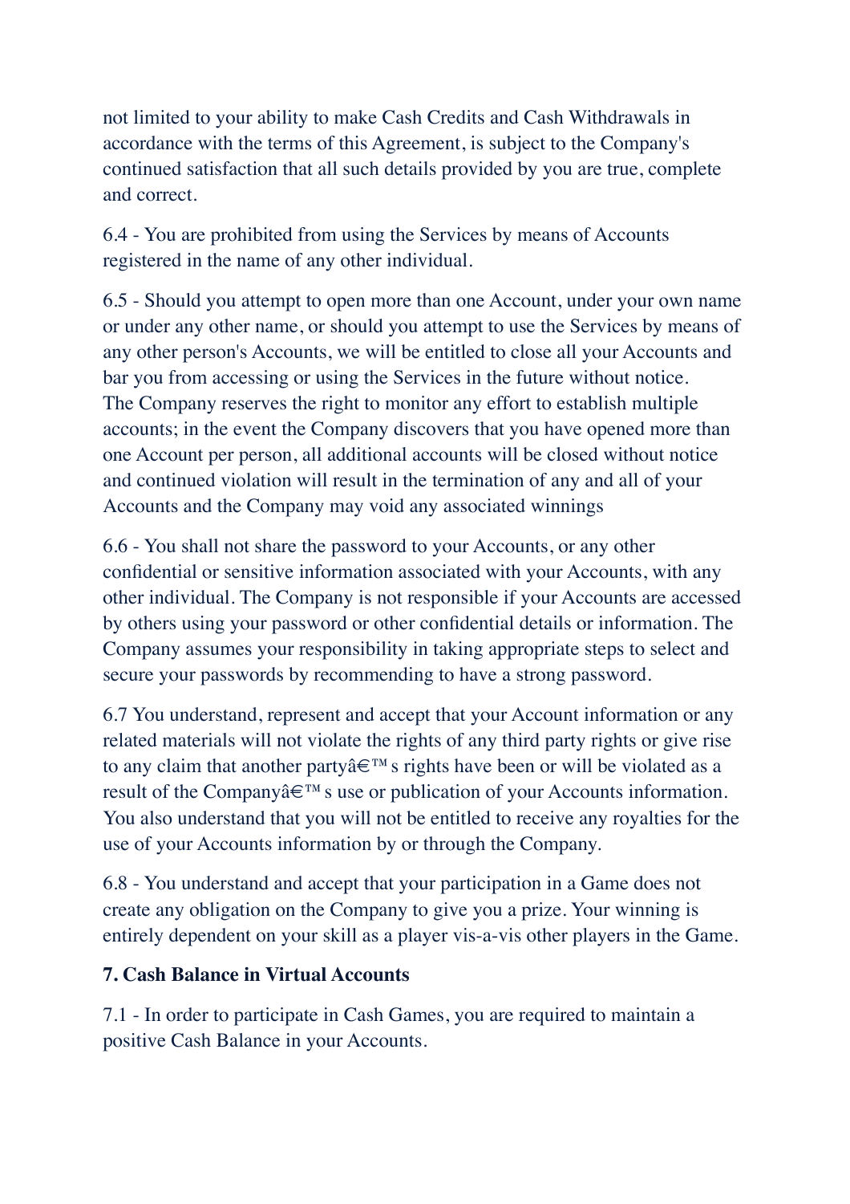not limited to your ability to make Cash Credits and Cash Withdrawals in accordance with the terms of this Agreement, is subject to the Company's continued satisfaction that all such details provided by you are true, complete and correct.

6.4 - You are prohibited from using the Services by means of Accounts registered in the name of any other individual.

6.5 - Should you attempt to open more than one Account, under your own name or under any other name, or should you attempt to use the Services by means of any other person's Accounts, we will be entitled to close all your Accounts and bar you from accessing or using the Services in the future without notice. The Company reserves the right to monitor any effort to establish multiple accounts; in the event the Company discovers that you have opened more than one Account per person, all additional accounts will be closed without notice and continued violation will result in the termination of any and all of your Accounts and the Company may void any associated winnings

6.6 - You shall not share the password to your Accounts, or any other confidential or sensitive information associated with your Accounts, with any other individual. The Company is not responsible if your Accounts are accessed by others using your password or other confidential details or information. The Company assumes your responsibility in taking appropriate steps to select and secure your passwords by recommending to have a strong password.

6.7 You understand, represent and accept that your Account information or any related materials will not violate the rights of any third party rights or give rise to any claim that another partyâ€™s rights have been or will be violated as a result of the Companyâ€™s use or publication of your Accounts information. You also understand that you will not be entitled to receive any royalties for the use of your Accounts information by or through the Company.

6.8 - You understand and accept that your participation in a Game does not create any obligation on the Company to give you a prize. Your winning is entirely dependent on your skill as a player vis-a-vis other players in the Game.

**7. Cash Balance in Virtual Accounts**

7.1 - In order to participate in Cash Games, you are required to maintain a positive Cash Balance in your Accounts.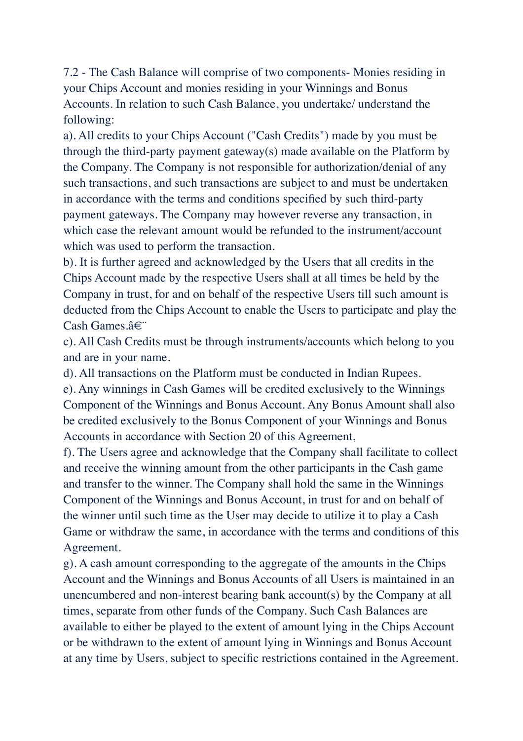7.2 - The Cash Balance will comprise of two components- Monies residing in your Chips Account and monies residing in your Winnings and Bonus Accounts. In relation to such Cash Balance, you undertake/ understand the following:

a). All credits to your Chips Account ("Cash Credits") made by you must be through the third-party payment gateway(s) made available on the Platform by the Company. The Company is not responsible for authorization/denial of any such transactions, and such transactions are subject to and must be undertaken in accordance with the terms and conditions specified by such third-party payment gateways. The Company may however reverse any transaction, in which case the relevant amount would be refunded to the instrument/account which was used to perform the transaction.

b). It is further agreed and acknowledged by the Users that all credits in the Chips Account made by the respective Users shall at all times be held by the Company in trust, for and on behalf of the respective Users till such amount is deducted from the Chips Account to enable the Users to participate and play the Cash Games.â€¨

c). All Cash Credits must be through instruments/accounts which belong to you and are in your name.

d). All transactions on the Platform must be conducted in Indian Rupees.

e). Any winnings in Cash Games will be credited exclusively to the Winnings Component of the Winnings and Bonus Account. Any Bonus Amount shall also be credited exclusively to the Bonus Component of your Winnings and Bonus Accounts in accordance with Section 20 of this Agreement,

f). The Users agree and acknowledge that the Company shall facilitate to collect and receive the winning amount from the other participants in the Cash game and transfer to the winner. The Company shall hold the same in the Winnings Component of the Winnings and Bonus Account, in trust for and on behalf of the winner until such time as the User may decide to utilize it to play a Cash Game or withdraw the same, in accordance with the terms and conditions of this Agreement.

g). A cash amount corresponding to the aggregate of the amounts in the Chips Account and the Winnings and Bonus Accounts of all Users is maintained in an unencumbered and non-interest bearing bank account(s) by the Company at all times, separate from other funds of the Company. Such Cash Balances are available to either be played to the extent of amount lying in the Chips Account or be withdrawn to the extent of amount lying in Winnings and Bonus Account at any time by Users, subject to specific restrictions contained in the Agreement.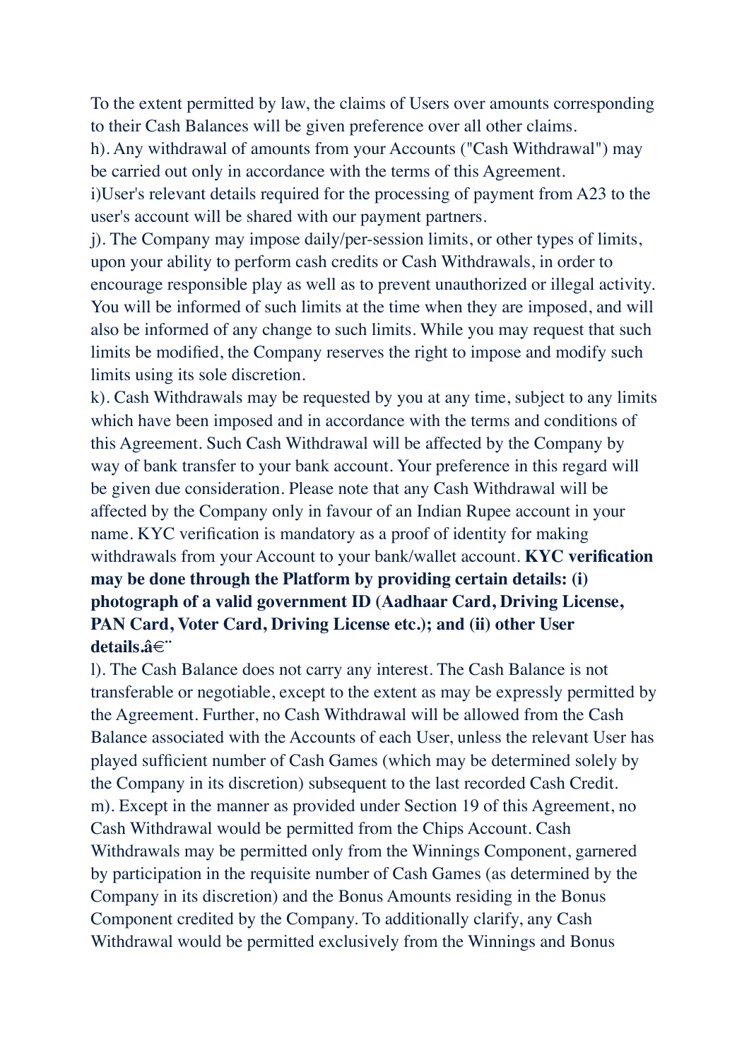To the extent permitted by law, the claims of Users over amounts corresponding to their Cash Balances will be given preference over all other claims.

h). Any withdrawal of amounts from your Accounts ("Cash Withdrawal") may be carried out only in accordance with the terms of this Agreement.

i)User's relevant details required for the processing of payment from A23 to the user's account will be shared with our payment partners.

j). The Company may impose daily/per-session limits, or other types of limits, upon your ability to perform cash credits or Cash Withdrawals, in order to encourage responsible play as well as to prevent unauthorized or illegal activity. You will be informed of such limits at the time when they are imposed, and will also be informed of any change to such limits. While you may request that such limits be modified, the Company reserves the right to impose and modify such limits using its sole discretion.

k). Cash Withdrawals may be requested by you at any time, subject to any limits which have been imposed and in accordance with the terms and conditions of this Agreement. Such Cash Withdrawal will be affected by the Company by way of bank transfer to your bank account. Your preference in this regard will be given due consideration. Please note that any Cash Withdrawal will be affected by the Company only in favour of an Indian Rupee account in your name. KYC verification is mandatory as a proof of identity for making withdrawals from your Account to your bank/wallet account. **KYC verification may be done through the Platform by providing certain details: (i) photograph of a valid government ID (Aadhaar Card, Driving License, PAN Card, Voter Card, Driving License etc.); and (ii) other User details.â€¨**

l). The Cash Balance does not carry any interest. The Cash Balance is not transferable or negotiable, except to the extent as may be expressly permitted by the Agreement. Further, no Cash Withdrawal will be allowed from the Cash Balance associated with the Accounts of each User, unless the relevant User has played sufficient number of Cash Games (which may be determined solely by the Company in its discretion) subsequent to the last recorded Cash Credit.

m). Except in the manner as provided under Section 19 of this Agreement, no Cash Withdrawal would be permitted from the Chips Account. Cash Withdrawals may be permitted only from the Winnings Component, garnered by participation in the requisite number of Cash Games (as determined by the Company in its discretion) and the Bonus Amounts residing in the Bonus Component credited by the Company. To additionally clarify, any Cash Withdrawal would be permitted exclusively from the Winnings and Bonus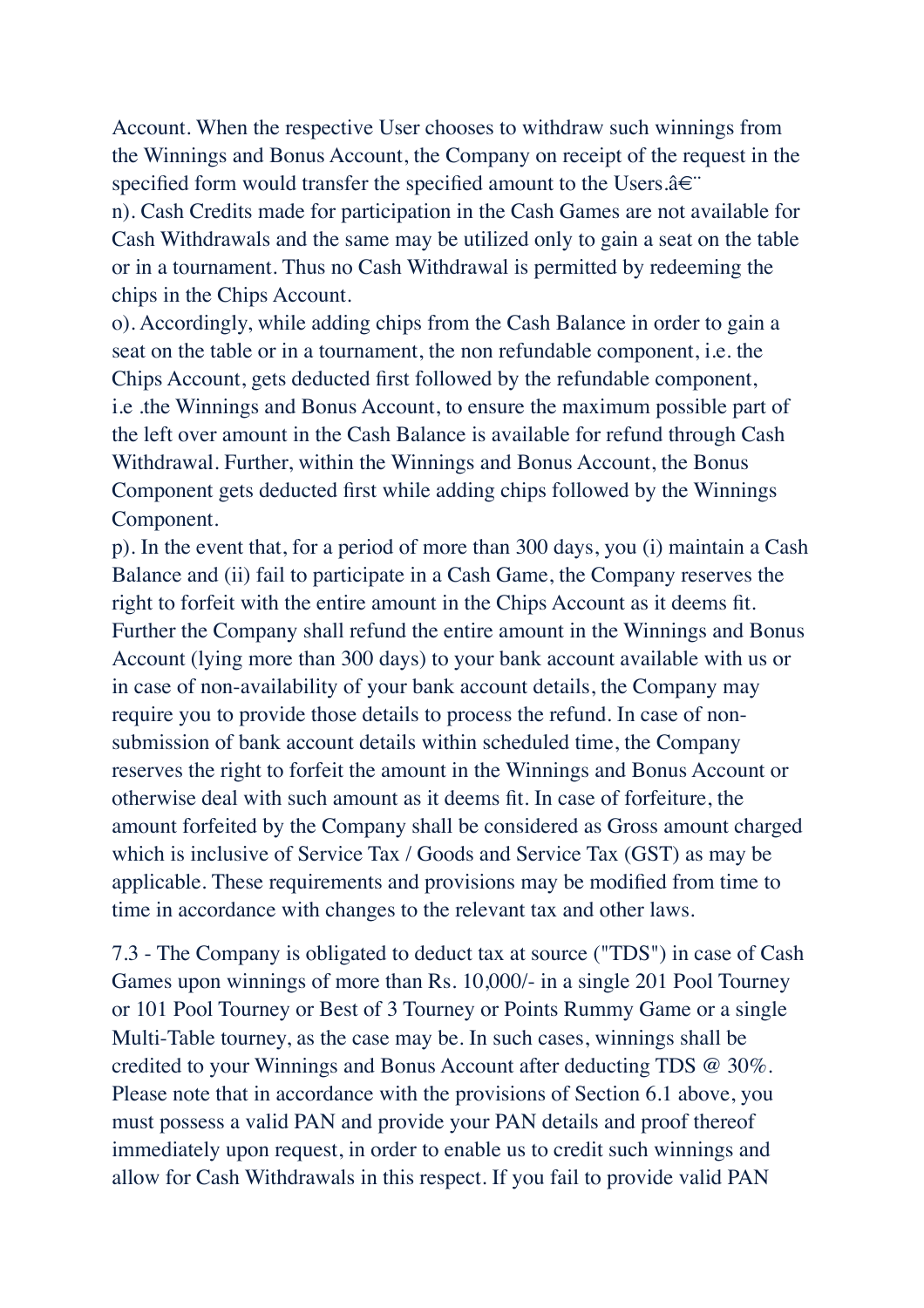Account. When the respective User chooses to withdraw such winnings from the Winnings and Bonus Account, the Company on receipt of the request in the specified form would transfer the specified amount to the Users.â€¨

n). Cash Credits made for participation in the Cash Games are not available for Cash Withdrawals and the same may be utilized only to gain a seat on the table or in a tournament. Thus no Cash Withdrawal is permitted by redeeming the chips in the Chips Account.

o). Accordingly, while adding chips from the Cash Balance in order to gain a seat on the table or in a tournament, the non refundable component, i.e. the Chips Account, gets deducted first followed by the refundable component, i.e .the Winnings and Bonus Account, to ensure the maximum possible part of the left over amount in the Cash Balance is available for refund through Cash Withdrawal. Further, within the Winnings and Bonus Account, the Bonus Component gets deducted first while adding chips followed by the Winnings Component.

p). In the event that, for a period of more than 300 days, you (i) maintain a Cash Balance and (ii) fail to participate in a Cash Game, the Company reserves the right to forfeit with the entire amount in the Chips Account as it deems fit. Further the Company shall refund the entire amount in the Winnings and Bonus Account (lying more than 300 days) to your bank account available with us or in case of non-availability of your bank account details, the Company may require you to provide those details to process the refund. In case of non-submission of bank account details within scheduled time, the Company reserves the right to forfeit the amount in the Winnings and Bonus Account or otherwise deal with such amount as it deems fit. In case of forfeiture, the amount forfeited by the Company shall be considered as Gross amount charged which is inclusive of Service Tax / Goods and Service Tax (GST) as may be applicable. These requirements and provisions may be modified from time to time in accordance with changes to the relevant tax and other laws.

7.3 - The Company is obligated to deduct tax at source ("TDS") in case of Cash Games upon winnings of more than Rs. 10,000/- in a single 201 Pool Tourney or 101 Pool Tourney or Best of 3 Tourney or Points Rummy Game or a single Multi-Table tourney, as the case may be. In such cases, winnings shall be credited to your Winnings and Bonus Account after deducting TDS @ 30%. Please note that in accordance with the provisions of Section 6.1 above, you must possess a valid PAN and provide your PAN details and proof thereof immediately upon request, in order to enable us to credit such winnings and allow for Cash Withdrawals in this respect. If you fail to provide valid PAN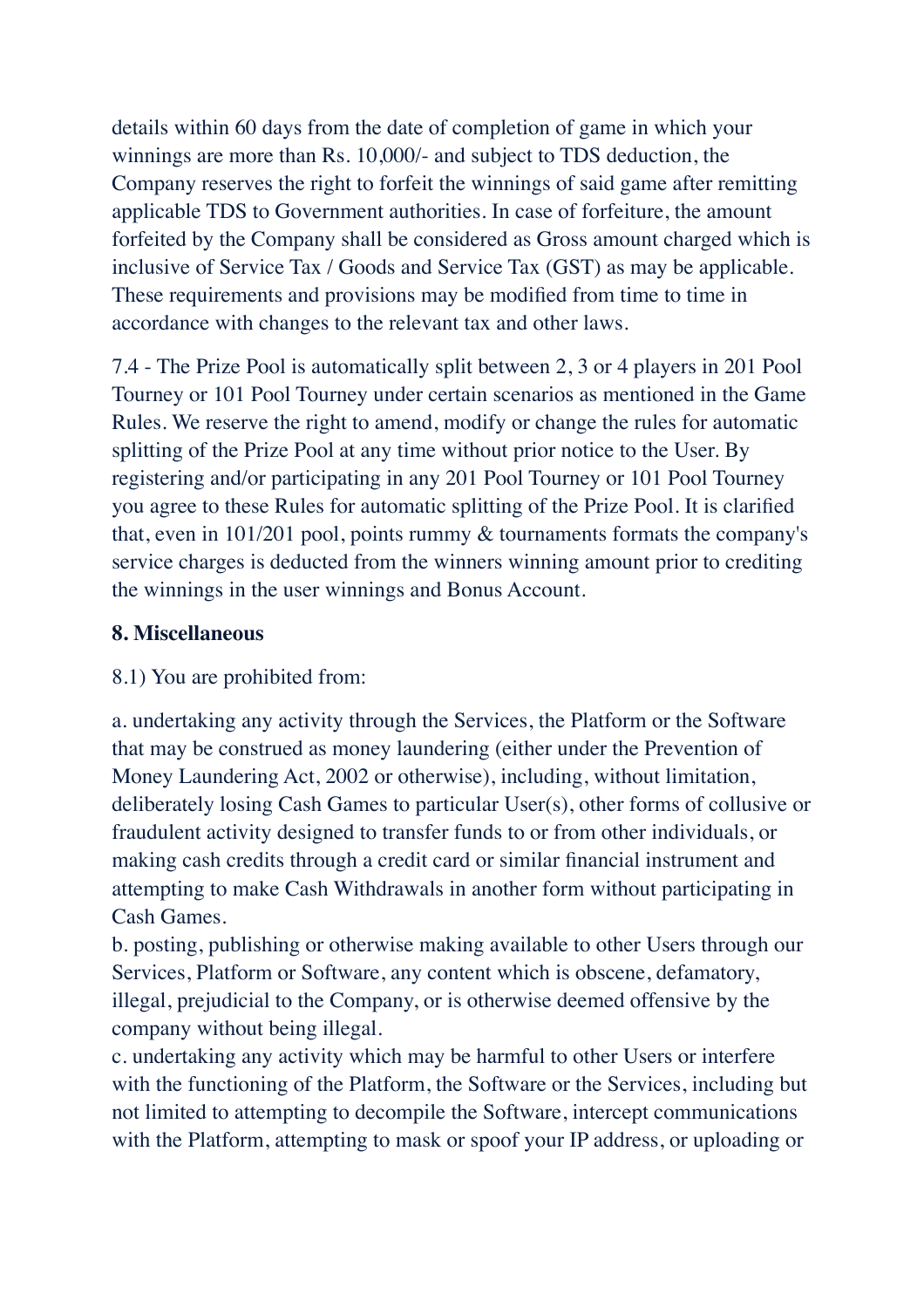details within 60 days from the date of completion of game in which your winnings are more than Rs. 10,000/- and subject to TDS deduction, the Company reserves the right to forfeit the winnings of said game after remitting applicable TDS to Government authorities. In case of forfeiture, the amount forfeited by the Company shall be considered as Gross amount charged which is inclusive of Service Tax / Goods and Service Tax (GST) as may be applicable. These requirements and provisions may be modified from time to time in accordance with changes to the relevant tax and other laws.

7.4 - The Prize Pool is automatically split between 2, 3 or 4 players in 201 Pool Tourney or 101 Pool Tourney under certain scenarios as mentioned in the Game Rules. We reserve the right to amend, modify or change the rules for automatic splitting of the Prize Pool at any time without prior notice to the User. By registering and/or participating in any 201 Pool Tourney or 101 Pool Tourney you agree to these Rules for automatic splitting of the Prize Pool. It is clarified that, even in 101/201 pool, points rummy & tournaments formats the company's service charges is deducted from the winners winning amount prior to crediting the winnings in the user winnings and Bonus Account.

**8. Miscellaneous**

8.1) You are prohibited from:

a. undertaking any activity through the Services, the Platform or the Software that may be construed as money laundering (either under the Prevention of Money Laundering Act, 2002 or otherwise), including, without limitation, deliberately losing Cash Games to particular User(s), other forms of collusive or fraudulent activity designed to transfer funds to or from other individuals, or making cash credits through a credit card or similar financial instrument and attempting to make Cash Withdrawals in another form without participating in Cash Games.
b. posting, publishing or otherwise making available to other Users through our Services, Platform or Software, any content which is obscene, defamatory, illegal, prejudicial to the Company, or is otherwise deemed offensive by the company without being illegal.
c. undertaking any activity which may be harmful to other Users or interfere with the functioning of the Platform, the Software or the Services, including but not limited to attempting to decompile the Software, intercept communications with the Platform, attempting to mask or spoof your IP address, or uploading or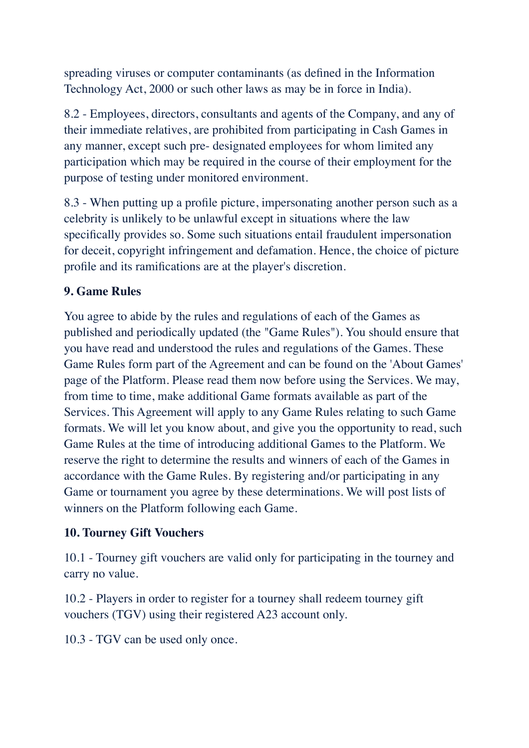spreading viruses or computer contaminants (as defined in the Information Technology Act, 2000 or such other laws as may be in force in India).

8.2 - Employees, directors, consultants and agents of the Company, and any of their immediate relatives, are prohibited from participating in Cash Games in any manner, except such pre- designated employees for whom limited any participation which may be required in the course of their employment for the purpose of testing under monitored environment.

8.3 - When putting up a profile picture, impersonating another person such as a celebrity is unlikely to be unlawful except in situations where the law specifically provides so. Some such situations entail fraudulent impersonation for deceit, copyright infringement and defamation. Hence, the choice of picture profile and its ramifications are at the player's discretion.

### 9. Game Rules

You agree to abide by the rules and regulations of each of the Games as published and periodically updated (the "Game Rules"). You should ensure that you have read and understood the rules and regulations of the Games. These Game Rules form part of the Agreement and can be found on the 'About Games' page of the Platform. Please read them now before using the Services. We may, from time to time, make additional Game formats available as part of the Services. This Agreement will apply to any Game Rules relating to such Game formats. We will let you know about, and give you the opportunity to read, such Game Rules at the time of introducing additional Games to the Platform. We reserve the right to determine the results and winners of each of the Games in accordance with the Game Rules. By registering and/or participating in any Game or tournament you agree by these determinations. We will post lists of winners on the Platform following each Game.

### 10. Tourney Gift Vouchers

10.1 - Tourney gift vouchers are valid only for participating in the tourney and carry no value.

10.2 - Players in order to register for a tourney shall redeem tourney gift vouchers (TGV) using their registered A23 account only.

10.3 - TGV can be used only once.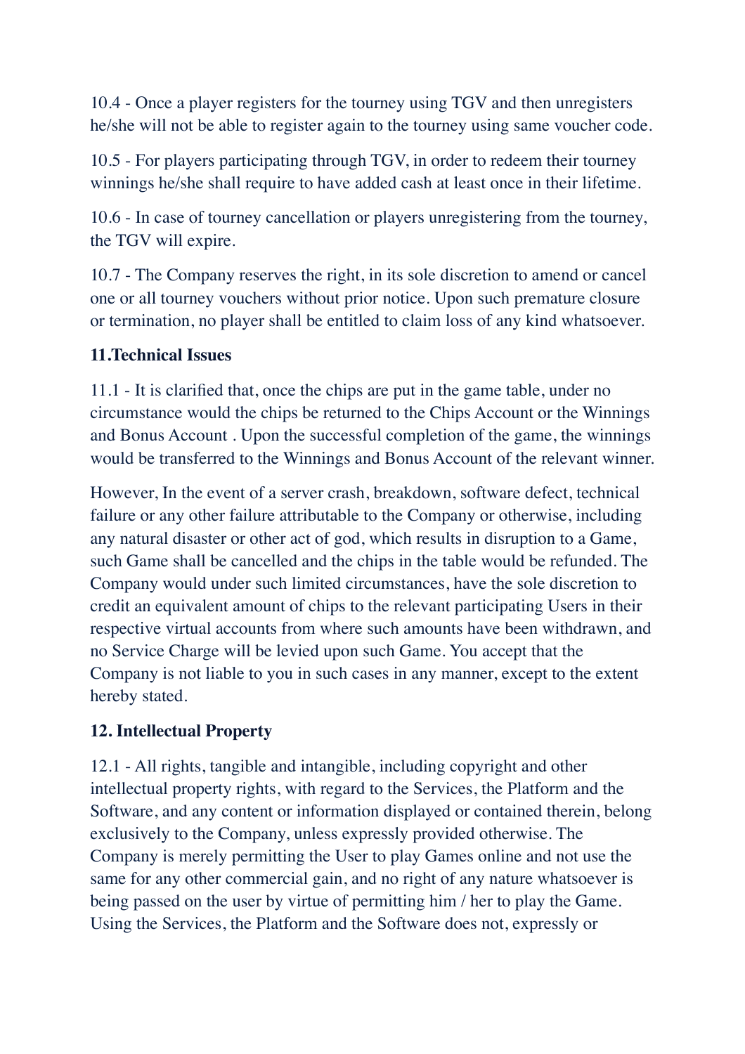10.4 - Once a player registers for the tourney using TGV and then unregisters he/she will not be able to register again to the tourney using same voucher code.

10.5 - For players participating through TGV, in order to redeem their tourney winnings he/she shall require to have added cash at least once in their lifetime.

10.6 - In case of tourney cancellation or players unregistering from the tourney, the TGV will expire.

10.7 - The Company reserves the right, in its sole discretion to amend or cancel one or all tourney vouchers without prior notice. Upon such premature closure or termination, no player shall be entitled to claim loss of any kind whatsoever.

**11.Technical Issues**

11.1 - It is clarified that, once the chips are put in the game table, under no circumstance would the chips be returned to the Chips Account or the Winnings and Bonus Account . Upon the successful completion of the game, the winnings would be transferred to the Winnings and Bonus Account of the relevant winner.

However, In the event of a server crash, breakdown, software defect, technical failure or any other failure attributable to the Company or otherwise, including any natural disaster or other act of god, which results in disruption to a Game, such Game shall be cancelled and the chips in the table would be refunded. The Company would under such limited circumstances, have the sole discretion to credit an equivalent amount of chips to the relevant participating Users in their respective virtual accounts from where such amounts have been withdrawn, and no Service Charge will be levied upon such Game. You accept that the Company is not liable to you in such cases in any manner, except to the extent hereby stated.

**12. Intellectual Property**

12.1 - All rights, tangible and intangible, including copyright and other intellectual property rights, with regard to the Services, the Platform and the Software, and any content or information displayed or contained therein, belong exclusively to the Company, unless expressly provided otherwise. The Company is merely permitting the User to play Games online and not use the same for any other commercial gain, and no right of any nature whatsoever is being passed on the user by virtue of permitting him / her to play the Game. Using the Services, the Platform and the Software does not, expressly or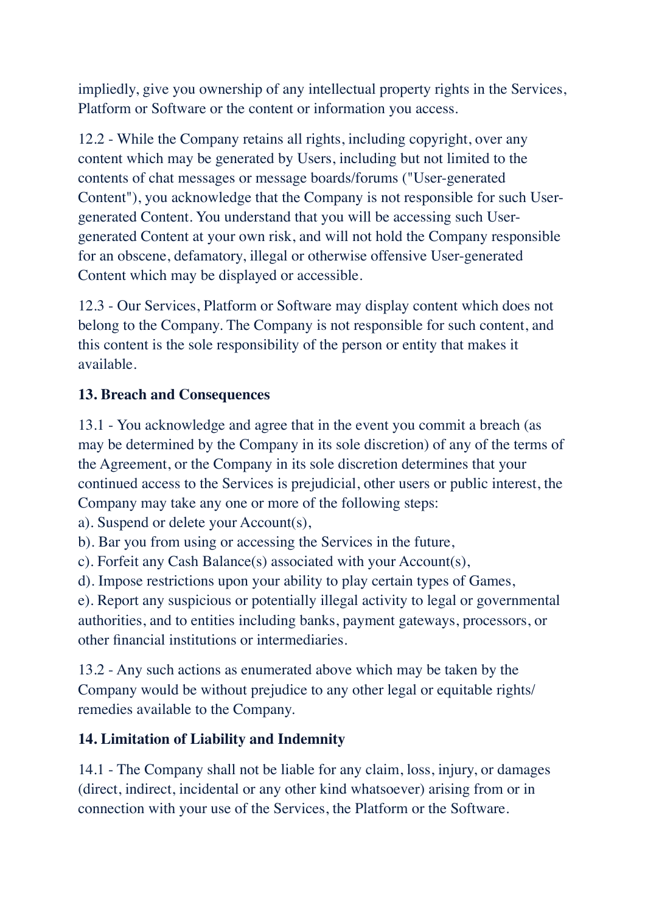impliedly, give you ownership of any intellectual property rights in the Services, Platform or Software or the content or information you access.

12.2 - While the Company retains all rights, including copyright, over any content which may be generated by Users, including but not limited to the contents of chat messages or message boards/forums ("User-generated Content"), you acknowledge that the Company is not responsible for such User-generated Content. You understand that you will be accessing such User-generated Content at your own risk, and will not hold the Company responsible for an obscene, defamatory, illegal or otherwise offensive User-generated Content which may be displayed or accessible.

12.3 - Our Services, Platform or Software may display content which does not belong to the Company. The Company is not responsible for such content, and this content is the sole responsibility of the person or entity that makes it available.

**13. Breach and Consequences**

13.1 - You acknowledge and agree that in the event you commit a breach (as may be determined by the Company in its sole discretion) of any of the terms of the Agreement, or the Company in its sole discretion determines that your continued access to the Services is prejudicial, other users or public interest, the Company may take any one or more of the following steps:
a). Suspend or delete your Account(s),
b). Bar you from using or accessing the Services in the future,
c). Forfeit any Cash Balance(s) associated with your Account(s),
d). Impose restrictions upon your ability to play certain types of Games,
e). Report any suspicious or potentially illegal activity to legal or governmental authorities, and to entities including banks, payment gateways, processors, or other financial institutions or intermediaries.

13.2 - Any such actions as enumerated above which may be taken by the Company would be without prejudice to any other legal or equitable rights/remedies available to the Company.

**14. Limitation of Liability and Indemnity**

14.1 - The Company shall not be liable for any claim, loss, injury, or damages (direct, indirect, incidental or any other kind whatsoever) arising from or in connection with your use of the Services, the Platform or the Software.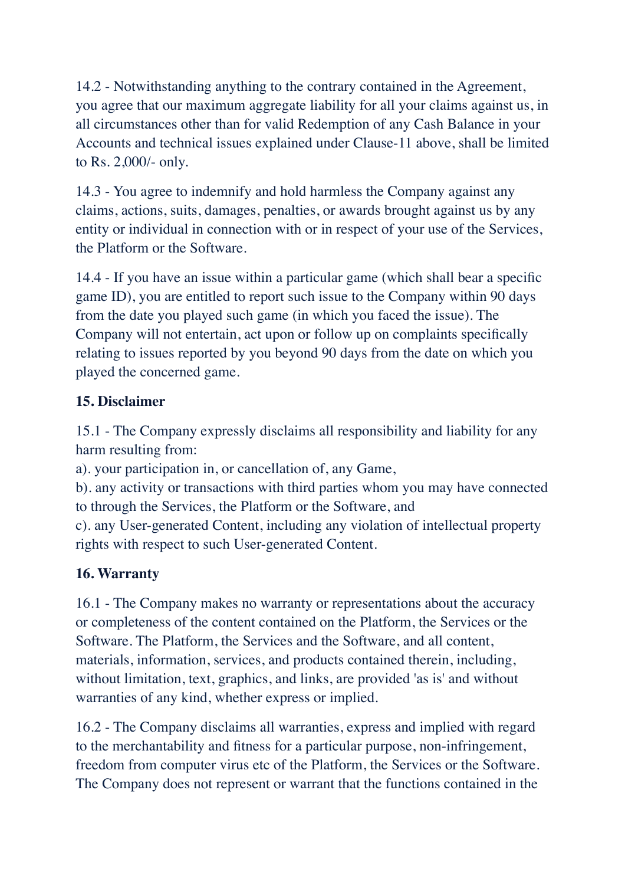14.2 - Notwithstanding anything to the contrary contained in the Agreement, you agree that our maximum aggregate liability for all your claims against us, in all circumstances other than for valid Redemption of any Cash Balance in your Accounts and technical issues explained under Clause-11 above, shall be limited to Rs. 2,000/- only.

14.3 - You agree to indemnify and hold harmless the Company against any claims, actions, suits, damages, penalties, or awards brought against us by any entity or individual in connection with or in respect of your use of the Services, the Platform or the Software.

14.4 - If you have an issue within a particular game (which shall bear a specific game ID), you are entitled to report such issue to the Company within 90 days from the date you played such game (in which you faced the issue). The Company will not entertain, act upon or follow up on complaints specifically relating to issues reported by you beyond 90 days from the date on which you played the concerned game.

## 15. Disclaimer

15.1 - The Company expressly disclaims all responsibility and liability for any harm resulting from:

a). your participation in, or cancellation of, any Game,

b). any activity or transactions with third parties whom you may have connected to through the Services, the Platform or the Software, and

c). any User-generated Content, including any violation of intellectual property rights with respect to such User-generated Content.

## 16. Warranty

16.1 - The Company makes no warranty or representations about the accuracy or completeness of the content contained on the Platform, the Services or the Software. The Platform, the Services and the Software, and all content, materials, information, services, and products contained therein, including, without limitation, text, graphics, and links, are provided 'as is' and without warranties of any kind, whether express or implied.

16.2 - The Company disclaims all warranties, express and implied with regard to the merchantability and fitness for a particular purpose, non-infringement, freedom from computer virus etc of the Platform, the Services or the Software. The Company does not represent or warrant that the functions contained in the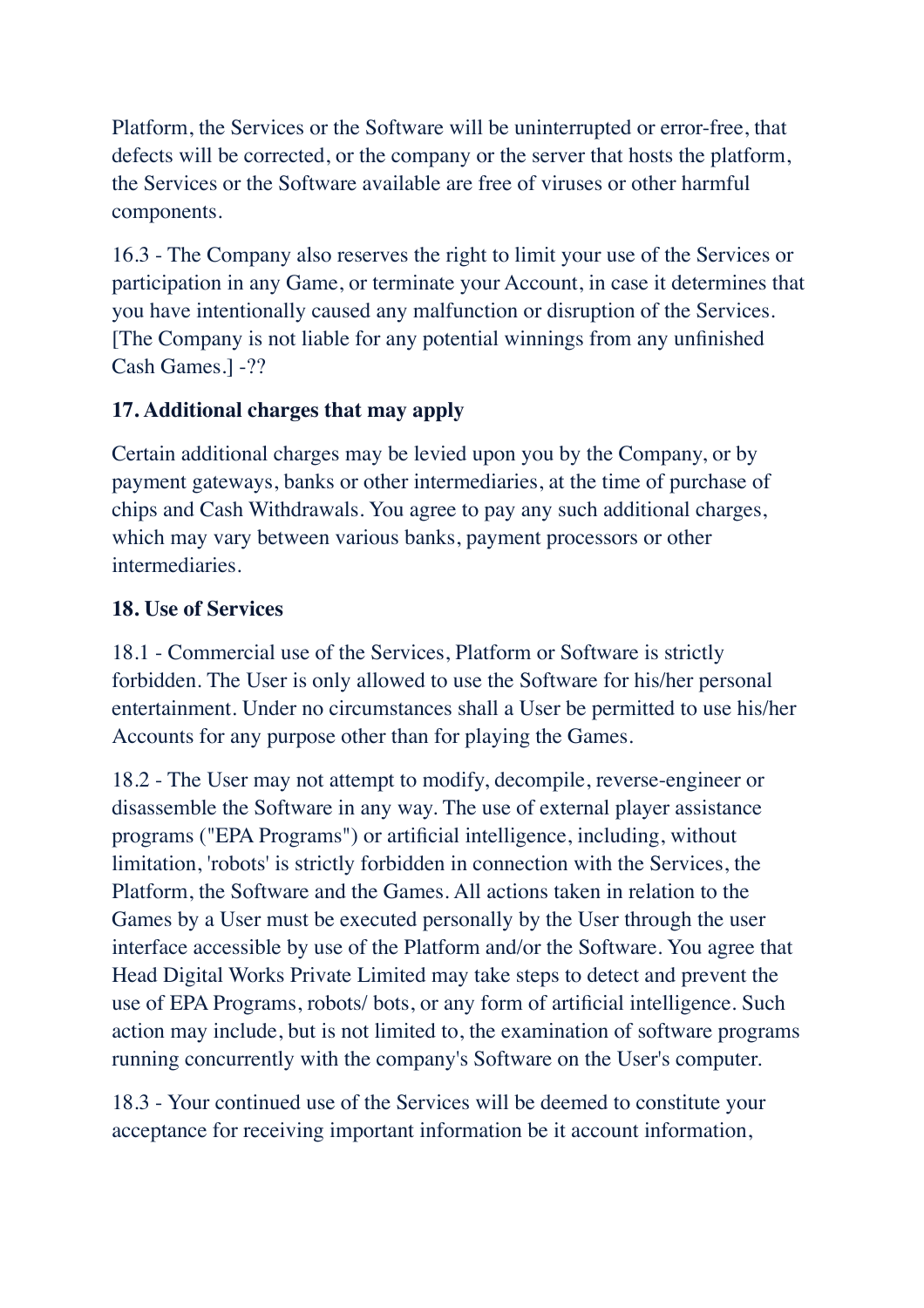Platform, the Services or the Software will be uninterrupted or error-free, that defects will be corrected, or the company or the server that hosts the platform, the Services or the Software available are free of viruses or other harmful components.

16.3 - The Company also reserves the right to limit your use of the Services or participation in any Game, or terminate your Account, in case it determines that you have intentionally caused any malfunction or disruption of the Services. [The Company is not liable for any potential winnings from any unfinished Cash Games.] -??

**17. Additional charges that may apply**

Certain additional charges may be levied upon you by the Company, or by payment gateways, banks or other intermediaries, at the time of purchase of chips and Cash Withdrawals. You agree to pay any such additional charges, which may vary between various banks, payment processors or other intermediaries.

**18. Use of Services**

18.1 - Commercial use of the Services, Platform or Software is strictly forbidden. The User is only allowed to use the Software for his/her personal entertainment. Under no circumstances shall a User be permitted to use his/her Accounts for any purpose other than for playing the Games.

18.2 - The User may not attempt to modify, decompile, reverse-engineer or disassemble the Software in any way. The use of external player assistance programs ("EPA Programs") or artificial intelligence, including, without limitation, 'robots' is strictly forbidden in connection with the Services, the Platform, the Software and the Games. All actions taken in relation to the Games by a User must be executed personally by the User through the user interface accessible by use of the Platform and/or the Software. You agree that Head Digital Works Private Limited may take steps to detect and prevent the use of EPA Programs, robots/ bots, or any form of artificial intelligence. Such action may include, but is not limited to, the examination of software programs running concurrently with the company's Software on the User's computer.

18.3 - Your continued use of the Services will be deemed to constitute your acceptance for receiving important information be it account information,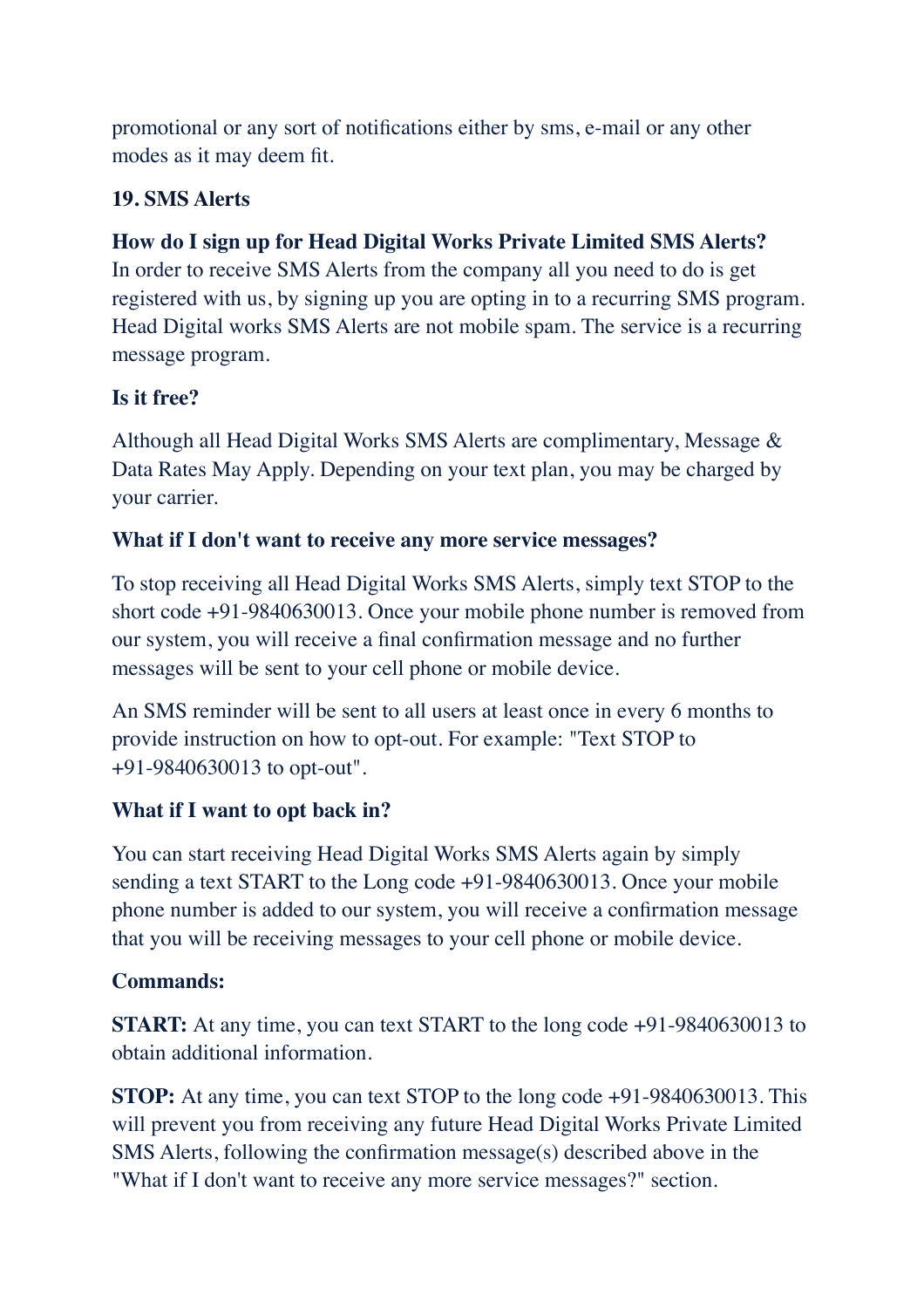promotional or any sort of notifications either by sms, e-mail or any other modes as it may deem fit.

## 19. SMS Alerts

**How do I sign up for Head Digital Works Private Limited SMS Alerts?**
In order to receive SMS Alerts from the company all you need to do is get registered with us, by signing up you are opting in to a recurring SMS program. Head Digital works SMS Alerts are not mobile spam. The service is a recurring message program.

**Is it free?**

Although all Head Digital Works SMS Alerts are complimentary, Message & Data Rates May Apply. Depending on your text plan, you may be charged by your carrier.

**What if I don't want to receive any more service messages?**

To stop receiving all Head Digital Works SMS Alerts, simply text STOP to the short code +91-9840630013. Once your mobile phone number is removed from our system, you will receive a final confirmation message and no further messages will be sent to your cell phone or mobile device.

An SMS reminder will be sent to all users at least once in every 6 months to provide instruction on how to opt-out. For example: "Text STOP to +91-9840630013 to opt-out".

**What if I want to opt back in?**

You can start receiving Head Digital Works SMS Alerts again by simply sending a text START to the Long code +91-9840630013. Once your mobile phone number is added to our system, you will receive a confirmation message that you will be receiving messages to your cell phone or mobile device.

**Commands:**

**START:** At any time, you can text START to the long code +91-9840630013 to obtain additional information.

**STOP:** At any time, you can text STOP to the long code +91-9840630013. This will prevent you from receiving any future Head Digital Works Private Limited SMS Alerts, following the confirmation message(s) described above in the "What if I don't want to receive any more service messages?" section.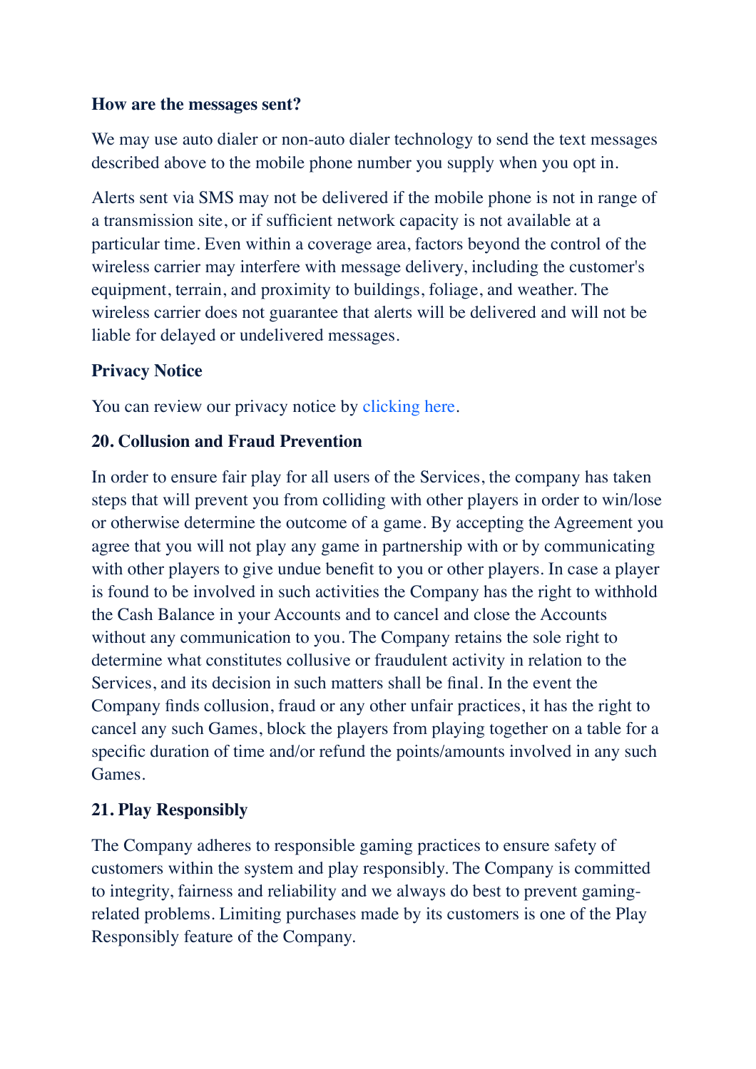**How are the messages sent?**

We may use auto dialer or non-auto dialer technology to send the text messages described above to the mobile phone number you supply when you opt in.

Alerts sent via SMS may not be delivered if the mobile phone is not in range of a transmission site, or if sufficient network capacity is not available at a particular time. Even within a coverage area, factors beyond the control of the wireless carrier may interfere with message delivery, including the customer's equipment, terrain, and proximity to buildings, foliage, and weather. The wireless carrier does not guarantee that alerts will be delivered and will not be liable for delayed or undelivered messages.

**Privacy Notice**

You can review our privacy notice by clicking here.

**20. Collusion and Fraud Prevention**

In order to ensure fair play for all users of the Services, the company has taken steps that will prevent you from colliding with other players in order to win/lose or otherwise determine the outcome of a game. By accepting the Agreement you agree that you will not play any game in partnership with or by communicating with other players to give undue benefit to you or other players. In case a player is found to be involved in such activities the Company has the right to withhold the Cash Balance in your Accounts and to cancel and close the Accounts without any communication to you. The Company retains the sole right to determine what constitutes collusive or fraudulent activity in relation to the Services, and its decision in such matters shall be final. In the event the Company finds collusion, fraud or any other unfair practices, it has the right to cancel any such Games, block the players from playing together on a table for a specific duration of time and/or refund the points/amounts involved in any such Games.

**21. Play Responsibly**

The Company adheres to responsible gaming practices to ensure safety of customers within the system and play responsibly. The Company is committed to integrity, fairness and reliability and we always do best to prevent gaming-related problems. Limiting purchases made by its customers is one of the Play Responsibly feature of the Company.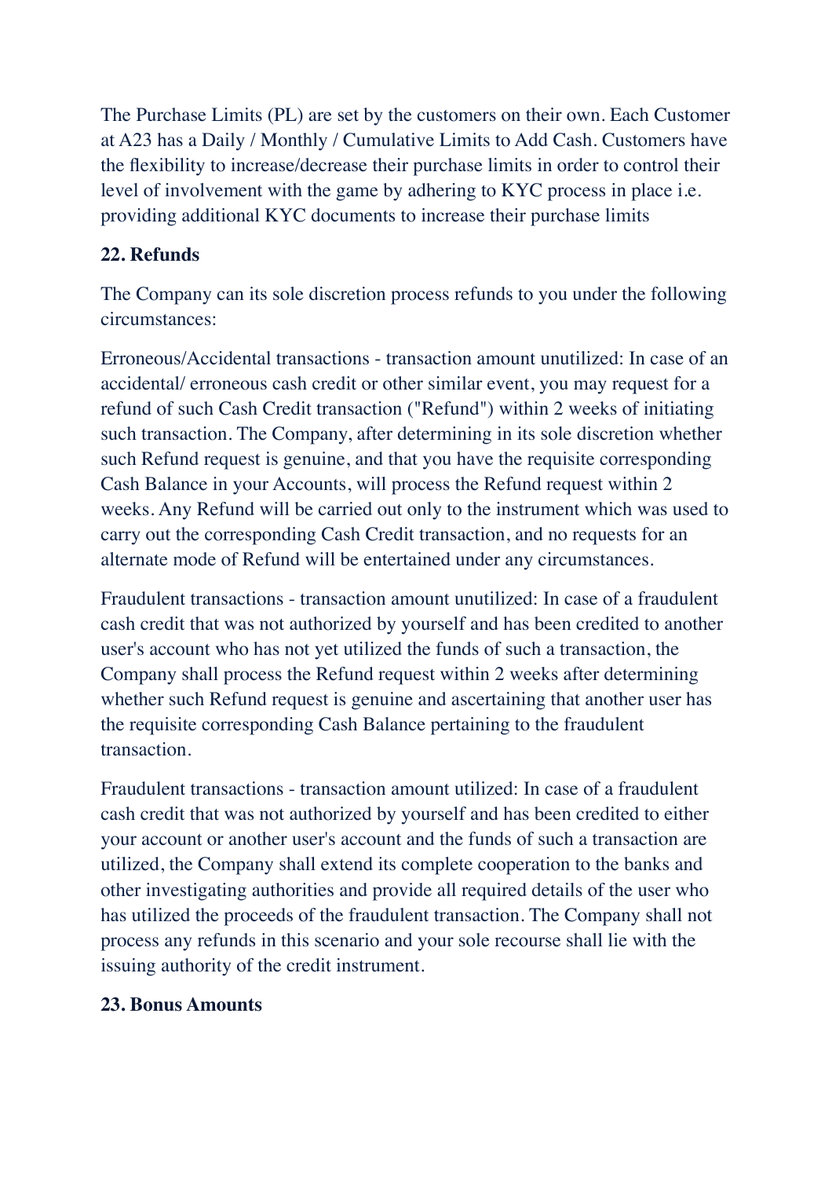The Purchase Limits (PL) are set by the customers on their own. Each Customer at A23 has a Daily / Monthly / Cumulative Limits to Add Cash. Customers have the flexibility to increase/decrease their purchase limits in order to control their level of involvement with the game by adhering to KYC process in place i.e. providing additional KYC documents to increase their purchase limits

**22. Refunds**

The Company can its sole discretion process refunds to you under the following circumstances:

Erroneous/Accidental transactions - transaction amount unutilized: In case of an accidental/ erroneous cash credit or other similar event, you may request for a refund of such Cash Credit transaction ("Refund") within 2 weeks of initiating such transaction. The Company, after determining in its sole discretion whether such Refund request is genuine, and that you have the requisite corresponding Cash Balance in your Accounts, will process the Refund request within 2 weeks. Any Refund will be carried out only to the instrument which was used to carry out the corresponding Cash Credit transaction, and no requests for an alternate mode of Refund will be entertained under any circumstances.

Fraudulent transactions - transaction amount unutilized: In case of a fraudulent cash credit that was not authorized by yourself and has been credited to another user's account who has not yet utilized the funds of such a transaction, the Company shall process the Refund request within 2 weeks after determining whether such Refund request is genuine and ascertaining that another user has the requisite corresponding Cash Balance pertaining to the fraudulent transaction.

Fraudulent transactions - transaction amount utilized: In case of a fraudulent cash credit that was not authorized by yourself and has been credited to either your account or another user's account and the funds of such a transaction are utilized, the Company shall extend its complete cooperation to the banks and other investigating authorities and provide all required details of the user who has utilized the proceeds of the fraudulent transaction. The Company shall not process any refunds in this scenario and your sole recourse shall lie with the issuing authority of the credit instrument.

**23. Bonus Amounts**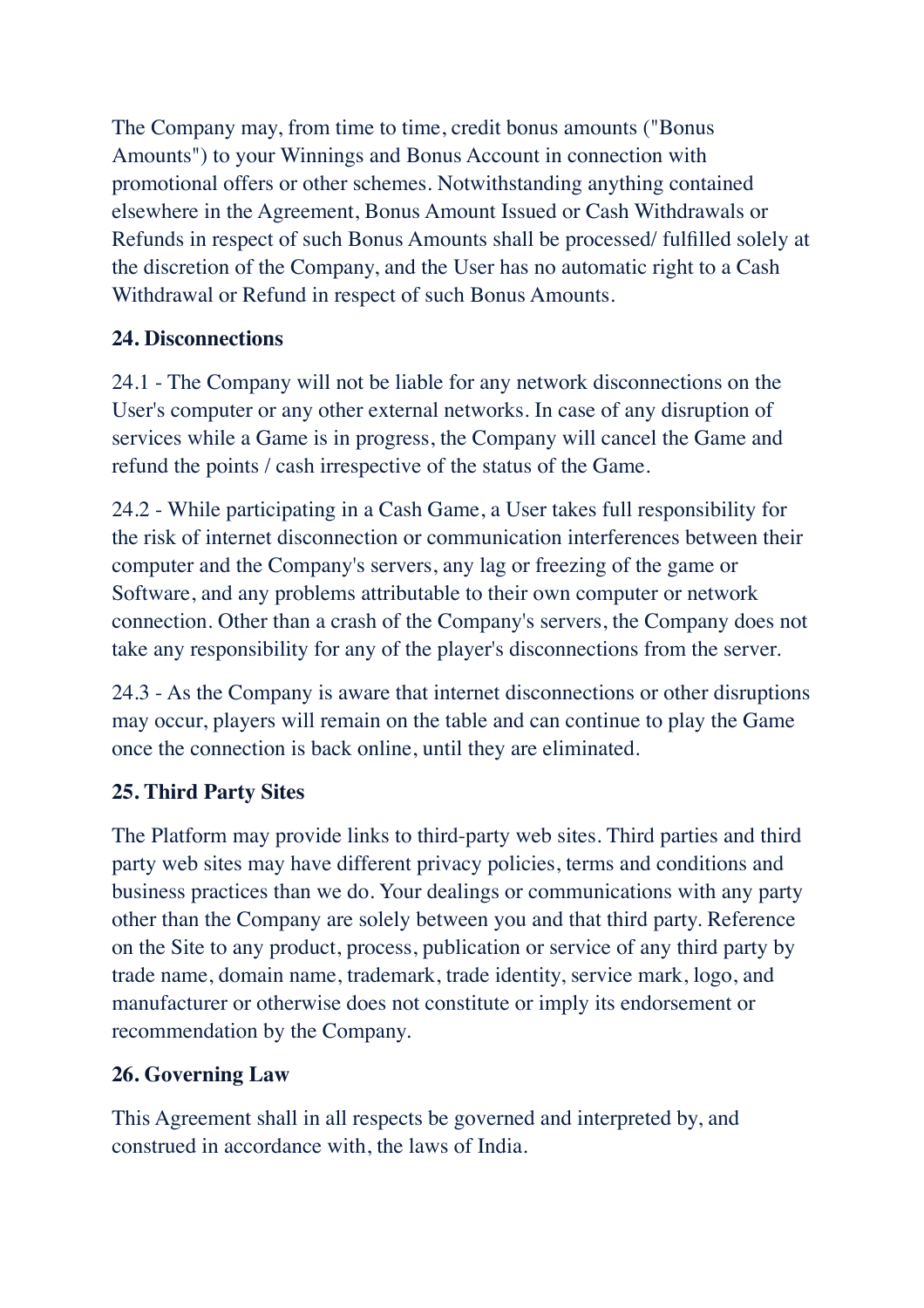The Company may, from time to time, credit bonus amounts ("Bonus Amounts") to your Winnings and Bonus Account in connection with promotional offers or other schemes. Notwithstanding anything contained elsewhere in the Agreement, Bonus Amount Issued or Cash Withdrawals or Refunds in respect of such Bonus Amounts shall be processed/ fulfilled solely at the discretion of the Company, and the User has no automatic right to a Cash Withdrawal or Refund in respect of such Bonus Amounts.

### 24. Disconnections

24.1 - The Company will not be liable for any network disconnections on the User's computer or any other external networks. In case of any disruption of services while a Game is in progress, the Company will cancel the Game and refund the points / cash irrespective of the status of the Game.

24.2 - While participating in a Cash Game, a User takes full responsibility for the risk of internet disconnection or communication interferences between their computer and the Company's servers, any lag or freezing of the game or Software, and any problems attributable to their own computer or network connection. Other than a crash of the Company's servers, the Company does not take any responsibility for any of the player's disconnections from the server.

24.3 - As the Company is aware that internet disconnections or other disruptions may occur, players will remain on the table and can continue to play the Game once the connection is back online, until they are eliminated.

### 25. Third Party Sites

The Platform may provide links to third-party web sites. Third parties and third party web sites may have different privacy policies, terms and conditions and business practices than we do. Your dealings or communications with any party other than the Company are solely between you and that third party. Reference on the Site to any product, process, publication or service of any third party by trade name, domain name, trademark, trade identity, service mark, logo, and manufacturer or otherwise does not constitute or imply its endorsement or recommendation by the Company.

### 26. Governing Law

This Agreement shall in all respects be governed and interpreted by, and construed in accordance with, the laws of India.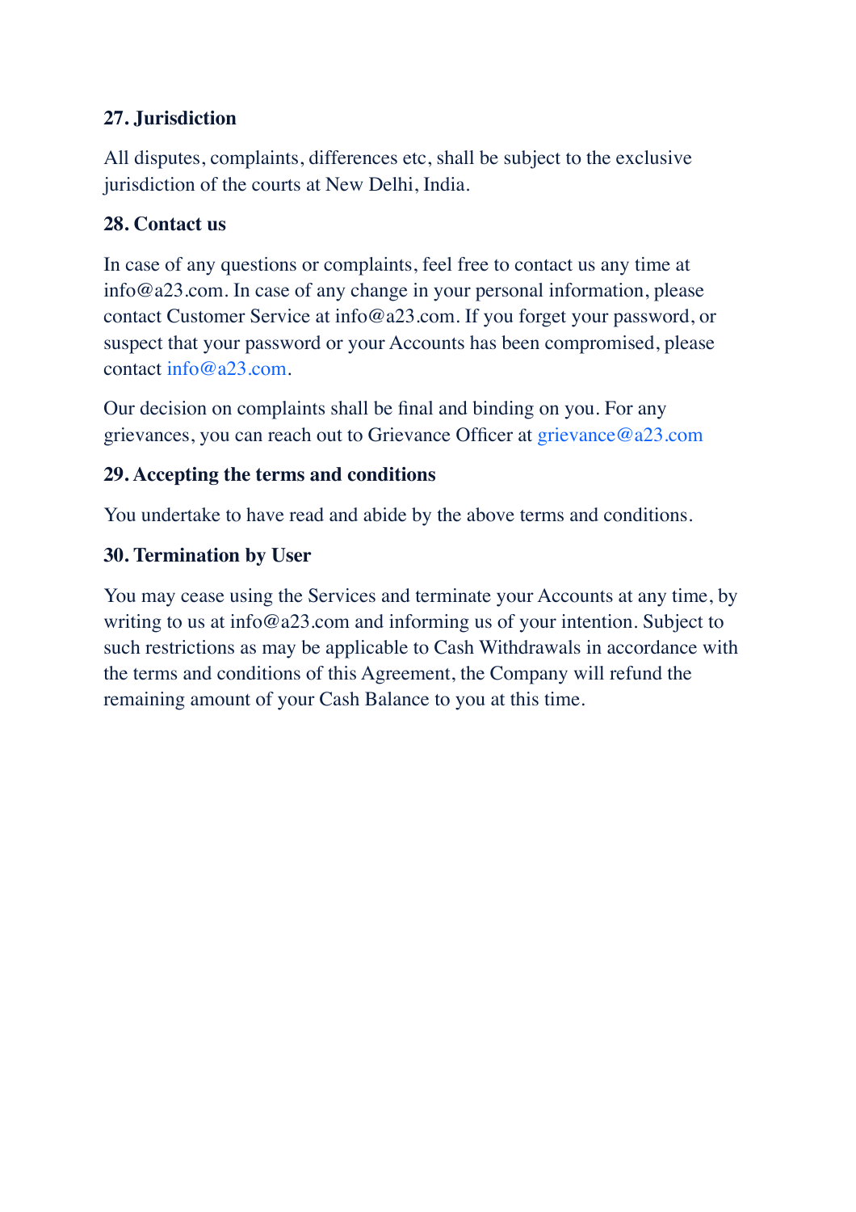**27. Jurisdiction**

All disputes, complaints, differences etc, shall be subject to the exclusive jurisdiction of the courts at New Delhi, India.

**28. Contact us**

In case of any questions or complaints, feel free to contact us any time at info@a23.com. In case of any change in your personal information, please contact Customer Service at info@a23.com. If you forget your password, or suspect that your password or your Accounts has been compromised, please contact info@a23.com.

Our decision on complaints shall be final and binding on you. For any grievances, you can reach out to Grievance Officer at grievance@a23.com

**29. Accepting the terms and conditions**

You undertake to have read and abide by the above terms and conditions.

**30. Termination by User**

You may cease using the Services and terminate your Accounts at any time, by writing to us at info@a23.com and informing us of your intention. Subject to such restrictions as may be applicable to Cash Withdrawals in accordance with the terms and conditions of this Agreement, the Company will refund the remaining amount of your Cash Balance to you at this time.